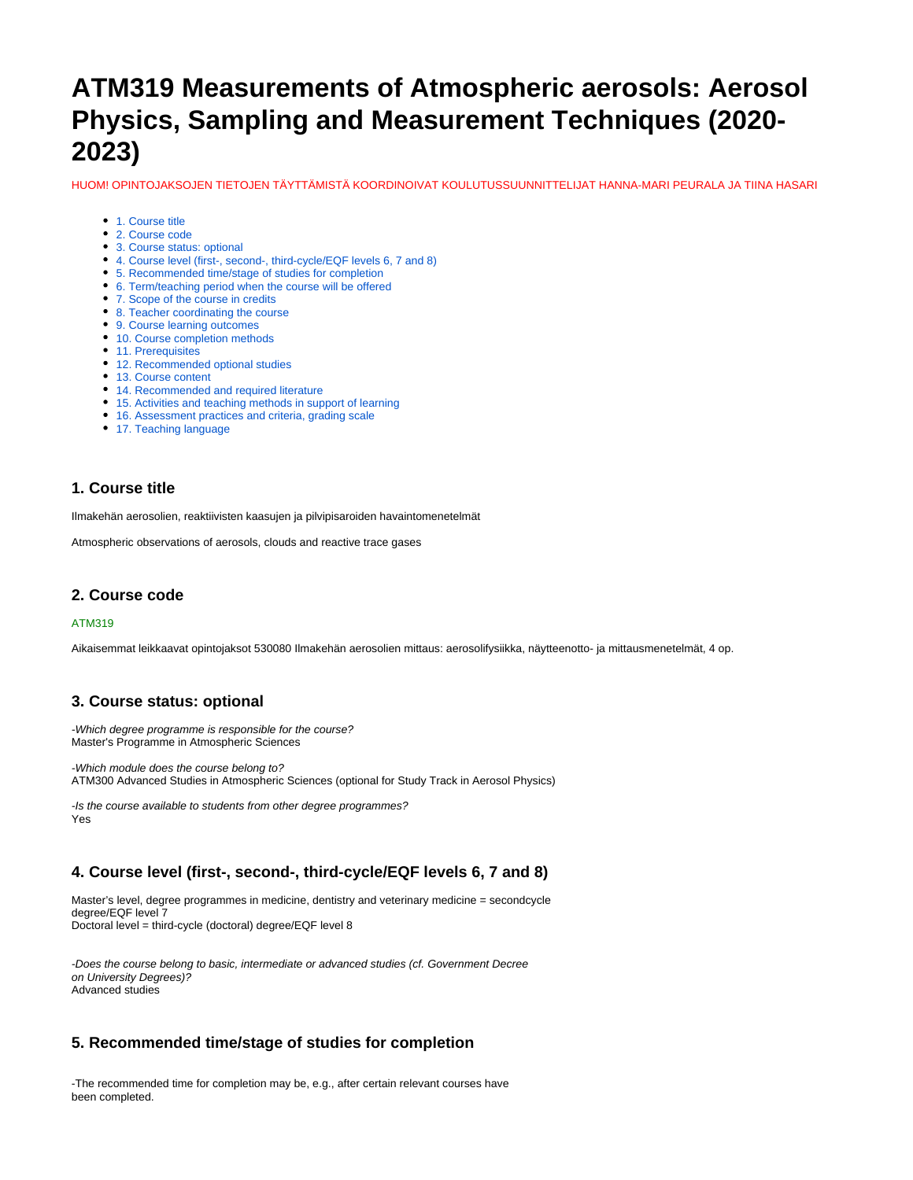# ATM319 Measurements of Atmospheric aerosols: Aerosol Physics, Sampling and Measurement Techniques (2020-2023)

HUOM! OPINTOJAKSOJEN TIETOJEN TÄYTTÄMISTÄ KOORDINOIVAT KOULUTUSSUUNNITTELIJAT HANNA-MARI PEURALA JA TIINA HASARI

- 1. Course title
- 2. Course code
- 3. Course status: optional
- 4. Course level (first-, second-, third-cycle/EQF levels 6, 7 and 8)
- 5. Recommended time/stage of studies for completion
- 6. Term/teaching period when the course will be offered
- 7. Scope of the course in credits
- 8. Teacher coordinating the course
- 9. Course learning outcomes
- 10. Course completion methods
- 11. Prerequisites
- 12. Recommended optional studies
- 13. Course content
- 14. Recommended and required literature
- 15. Activities and teaching methods in support of learning
- 16. Assessment practices and criteria, grading scale
- 17. Teaching language

## 1. Course title

Ilmakehän aerosolien, reaktiivisten kaasujen ja pilvipisaroiden havaintomenetelmät

Atmospheric observations of aerosols, clouds and reactive trace gases

## 2. Course code

ATM319

Aikaisemmat leikkaavat opintojaksot 530080 Ilmakehän aerosolien mittaus: aerosolifysiikka, näytteenotto- ja mittausmenetelmät, 4 op.

## 3. Course status: optional

*-Which degree programme is responsible for the course?*
Master's Programme in Atmospheric Sciences

*-Which module does the course belong to?*
ATM300 Advanced Studies in Atmospheric Sciences (optional for Study Track in Aerosol Physics)

*-Is the course available to students from other degree programmes?*
Yes

## 4. Course level (first-, second-, third-cycle/EQF levels 6, 7 and 8)

Master's level, degree programmes in medicine, dentistry and veterinary medicine = secondcycle degree/EQF level 7
Doctoral level = third-cycle (doctoral) degree/EQF level 8

*-Does the course belong to basic, intermediate or advanced studies (cf. Government Decree on University Degrees)?*
Advanced studies

## 5. Recommended time/stage of studies for completion

-The recommended time for completion may be, e.g., after certain relevant courses have been completed.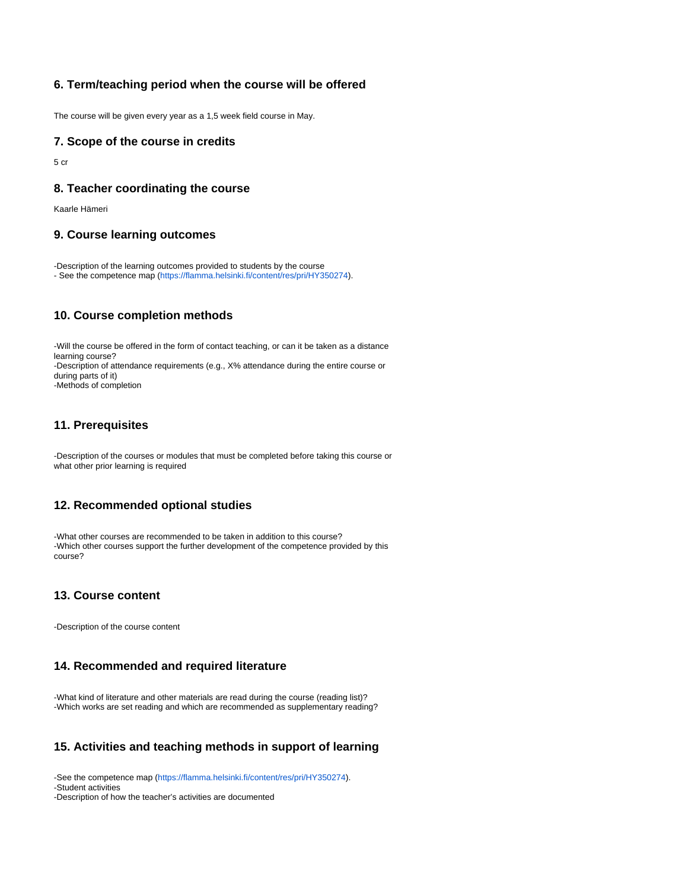## 6. Term/teaching period when the course will be offered

The course will be given every year as a 1,5 week field course in May.

## 7. Scope of the course in credits

5 cr

## 8. Teacher coordinating the course

Kaarle Hämeri

## 9. Course learning outcomes

-Description of the learning outcomes provided to students by the course
- See the competence map (https://flamma.helsinki.fi/content/res/pri/HY350274).

## 10. Course completion methods

-Will the course be offered in the form of contact teaching, or can it be taken as a distance learning course?
-Description of attendance requirements (e.g., X% attendance during the entire course or during parts of it)
-Methods of completion

## 11. Prerequisites

-Description of the courses or modules that must be completed before taking this course or what other prior learning is required

## 12. Recommended optional studies

-What other courses are recommended to be taken in addition to this course?
-Which other courses support the further development of the competence provided by this course?

## 13. Course content

-Description of the course content

## 14. Recommended and required literature

-What kind of literature and other materials are read during the course (reading list)?
-Which works are set reading and which are recommended as supplementary reading?

## 15. Activities and teaching methods in support of learning

-See the competence map (https://flamma.helsinki.fi/content/res/pri/HY350274).
-Student activities
-Description of how the teacher's activities are documented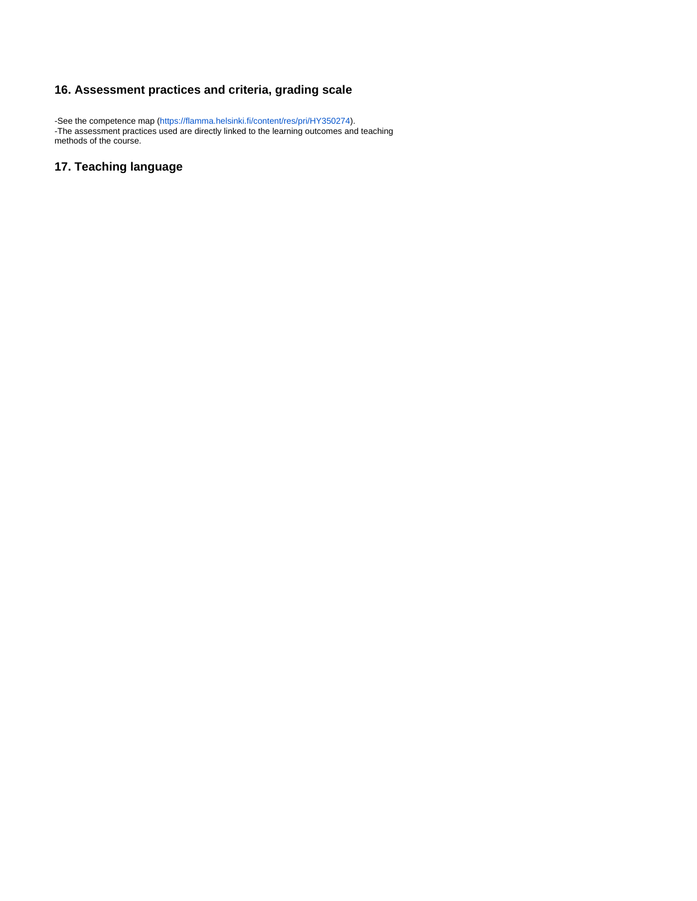## 16. Assessment practices and criteria, grading scale

-See the competence map (https://flamma.helsinki.fi/content/res/pri/HY350274).
-The assessment practices used are directly linked to the learning outcomes and teaching methods of the course.

## 17. Teaching language